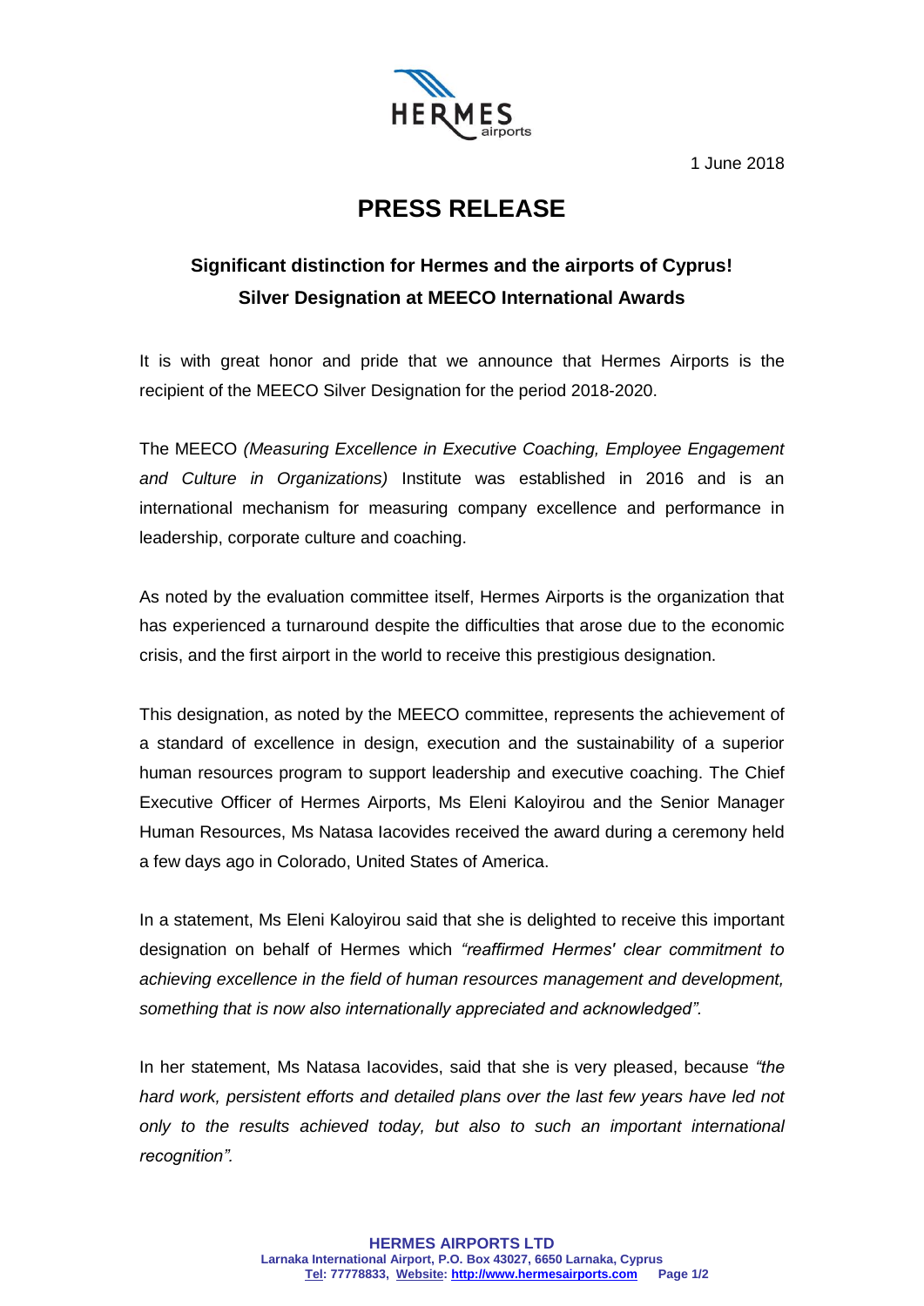1 June 2018

# PRESS RELEASE

## Significant distinction for Hermes and the airports of Cyprus!
## Silver Designation at MEECO International Awards

It is with great honor and pride that we announce that Hermes Airports is the recipient of the MEECO Silver Designation for the period 2018-2020.

The MEECO *(Measuring Excellence in Executive Coaching, Employee Engagement and Culture in Organizations)* Institute was established in 2016 and is an international mechanism for measuring company excellence and performance in leadership, corporate culture and coaching.

As noted by the evaluation committee itself, Hermes Airports is the organization that has experienced a turnaround despite the difficulties that arose due to the economic crisis, and the first airport in the world to receive this prestigious designation.

This designation, as noted by the MEECO committee, represents the achievement of a standard of excellence in design, execution and the sustainability of a superior human resources program to support leadership and executive coaching. The Chief Executive Officer of Hermes Airports, Ms Eleni Kaloyirou and the Senior Manager Human Resources, Ms Natasa Iacovides received the award during a ceremony held a few days ago in Colorado, United States of America.

In a statement, Ms Eleni Kaloyirou said that she is delighted to receive this important designation on behalf of Hermes which *"reaffirmed Hermes' clear commitment to achieving excellence in the field of human resources management and development, something that is now also internationally appreciated and acknowledged"*.

In her statement, Ms Natasa Iacovides, said that she is very pleased, because *"the hard work, persistent efforts and detailed plans over the last few years have led not only to the results achieved today, but also to such an important international recognition"*.

**HERMES AIRPORTS LTD**
**Larnaka International Airport, P.O. Box 43027, 6650 Larnaka, Cyprus**
**Tel: 77778833, Website: http://www.hermesairports.com**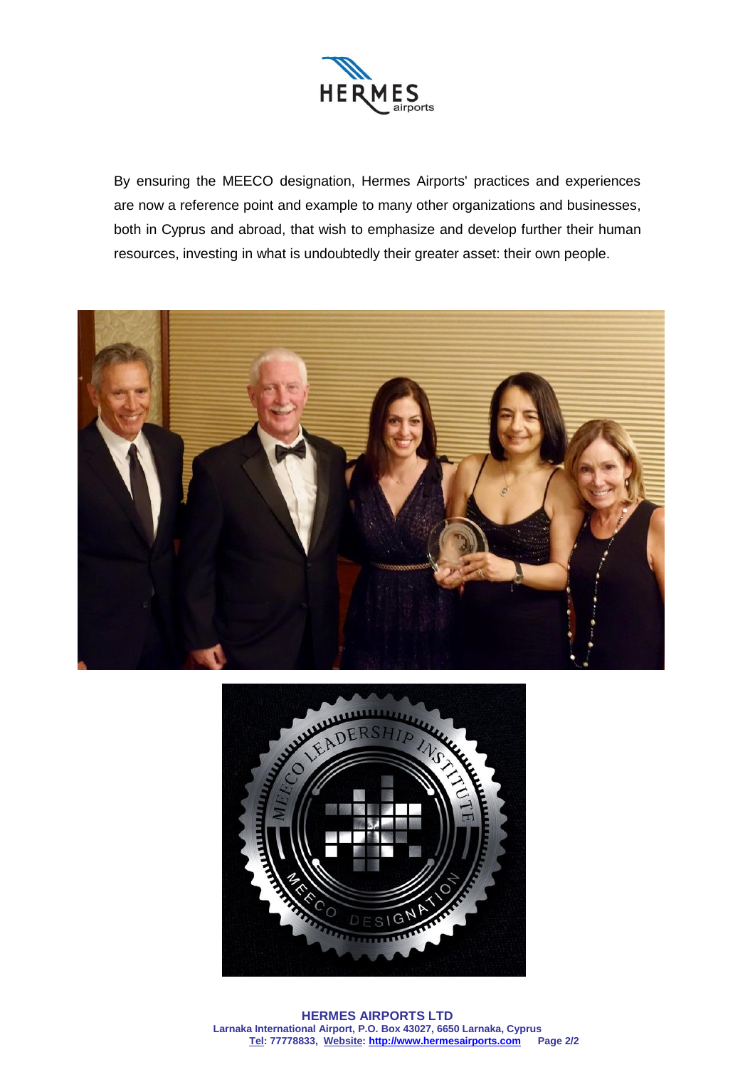By ensuring the MEECO designation, Hermes Airports' practices and experiences are now a reference point and example to many other organizations and businesses, both in Cyprus and abroad, that wish to emphasize and develop further their human resources, investing in what is undoubtedly their greater asset: their own people.

**HERMES AIRPORTS LTD**
**Larnaka International Airport, P.O. Box 43027, 6650 Larnaka, Cyprus**
**Tel: 77778833, Website: http://www.hermesairports.com**